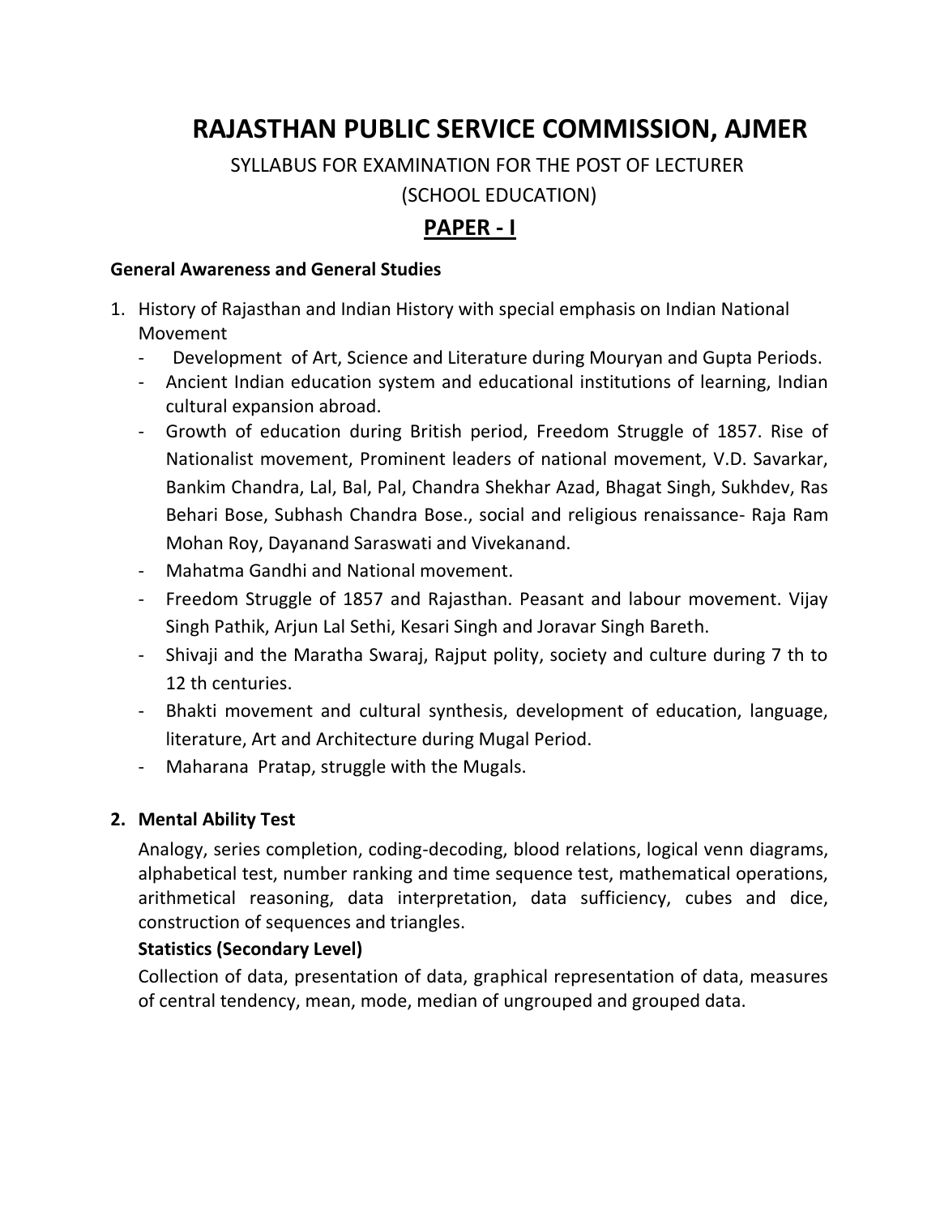# RAJASTHAN PUBLIC SERVICE COMMISSION, AJMER

SYLLABUS FOR EXAMINATION FOR THE POST OF LECTURER

(SCHOOL EDUCATION)

## PAPER - I

**General Awareness and General Studies**

1. History of Rajasthan and Indian History with special emphasis on Indian National Movement
   - Development of Art, Science and Literature during Mouryan and Gupta Periods.
   - Ancient Indian education system and educational institutions of learning, Indian cultural expansion abroad.
   - Growth of education during British period, Freedom Struggle of 1857. Rise of Nationalist movement, Prominent leaders of national movement, V.D. Savarkar, Bankim Chandra, Lal, Bal, Pal, Chandra Shekhar Azad, Bhagat Singh, Sukhdev, Ras Behari Bose, Subhash Chandra Bose., social and religious renaissance- Raja Ram Mohan Roy, Dayanand Saraswati and Vivekanand.
   - Mahatma Gandhi and National movement.
   - Freedom Struggle of 1857 and Rajasthan. Peasant and labour movement. Vijay Singh Pathik, Arjun Lal Sethi, Kesari Singh and Joravar Singh Bareth.
   - Shivaji and the Maratha Swaraj, Rajput polity, society and culture during 7 th to 12 th centuries.
   - Bhakti movement and cultural synthesis, development of education, language, literature, Art and Architecture during Mugal Period.
   - Maharana Pratap, struggle with the Mugals.

2. **Mental Ability Test**

   Analogy, series completion, coding-decoding, blood relations, logical venn diagrams, alphabetical test, number ranking and time sequence test, mathematical operations, arithmetical reasoning, data interpretation, data sufficiency, cubes and dice, construction of sequences and triangles.

   **Statistics (Secondary Level)**

   Collection of data, presentation of data, graphical representation of data, measures of central tendency, mean, mode, median of ungrouped and grouped data.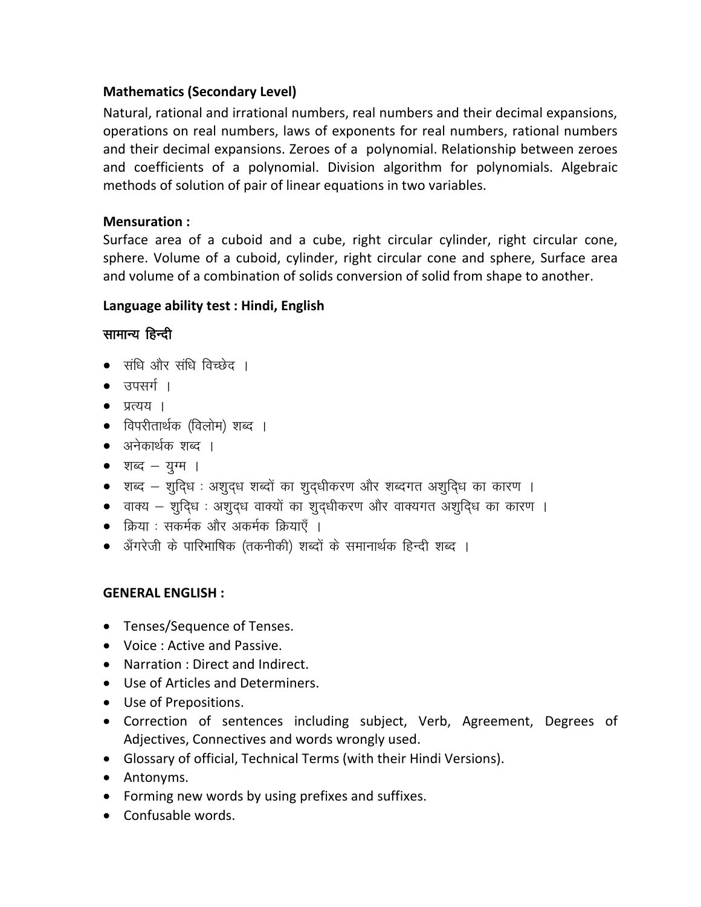**Mathematics (Secondary Level)**

Natural, rational and irrational numbers, real numbers and their decimal expansions, operations on real numbers, laws of exponents for real numbers, rational numbers and their decimal expansions. Zeroes of a polynomial. Relationship between zeroes and coefficients of a polynomial. Division algorithm for polynomials. Algebraic methods of solution of pair of linear equations in two variables.

**Mensuration :**

Surface area of a cuboid and a cube, right circular cylinder, right circular cone, sphere. Volume of a cuboid, cylinder, right circular cone and sphere, Surface area and volume of a combination of solids conversion of solid from shape to another.

**Language ability test : Hindi, English**

**सामान्य हिन्दी**

- संधि और संधि विच्छेद ।
- उपसर्ग ।
- प्रत्यय ।
- विपरीतार्थक (विलोम) शब्द ।
- अनेकार्थक शब्द ।
- शब्द – युग्म ।
- शब्द – शुद्धि : अशुद्ध शब्दों का शुद्धीकरण और शब्दगत अशुद्धि का कारण ।
- वाक्य – शुद्धि : अशुद्ध वाक्यों का शुद्धीकरण और वाक्यगत अशुद्धि का कारण ।
- क्रिया : सकर्मक और अकर्मक क्रियाएँ ।
- अँगरेजी के पारिभाषिक (तकनीकी) शब्दों के समानार्थक हिन्दी शब्द ।

**GENERAL ENGLISH :**

- Tenses/Sequence of Tenses.
- Voice : Active and Passive.
- Narration : Direct and Indirect.
- Use of Articles and Determiners.
- Use of Prepositions.
- Correction of sentences including subject, Verb, Agreement, Degrees of Adjectives, Connectives and words wrongly used.
- Glossary of official, Technical Terms (with their Hindi Versions).
- Antonyms.
- Forming new words by using prefixes and suffixes.
- Confusable words.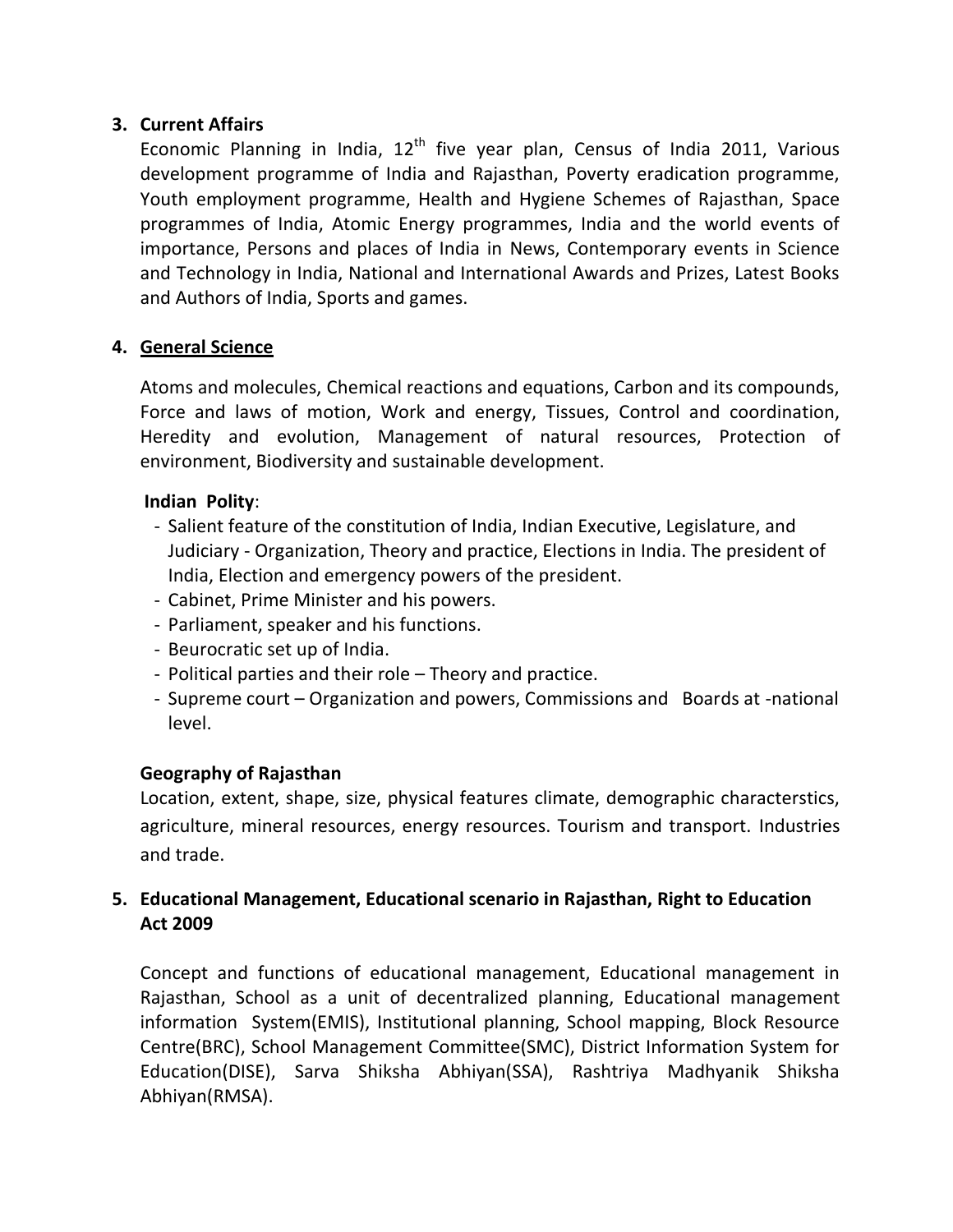3. **Current Affairs**

   Economic Planning in India, $12^{th}$ five year plan, Census of India 2011, Various development programme of India and Rajasthan, Poverty eradication programme, Youth employment programme, Health and Hygiene Schemes of Rajasthan, Space programmes of India, Atomic Energy programmes, India and the world events of importance, Persons and places of India in News, Contemporary events in Science and Technology in India, National and International Awards and Prizes, Latest Books and Authors of India, Sports and games.

4. **General Science**

   Atoms and molecules, Chemical reactions and equations, Carbon and its compounds, Force and laws of motion, Work and energy, Tissues, Control and coordination, Heredity and evolution, Management of natural resources, Protection of environment, Biodiversity and sustainable development.

   **Indian Polity**:

   - Salient feature of the constitution of India, Indian Executive, Legislature, and Judiciary - Organization, Theory and practice, Elections in India. The president of India, Election and emergency powers of the president.
   - Cabinet, Prime Minister and his powers.
   - Parliament, speaker and his functions.
   - Beurocratic set up of India.
   - Political parties and their role – Theory and practice.
   - Supreme court – Organization and powers, Commissions and Boards at -national level.

   **Geography of Rajasthan**

   Location, extent, shape, size, physical features climate, demographic characterstics, agriculture, mineral resources, energy resources. Tourism and transport. Industries and trade.

5. **Educational Management, Educational scenario in Rajasthan, Right to Education Act 2009**

   Concept and functions of educational management, Educational management in Rajasthan, School as a unit of decentralized planning, Educational management information System(EMIS), Institutional planning, School mapping, Block Resource Centre(BRC), School Management Committee(SMC), District Information System for Education(DISE), Sarva Shiksha Abhiyan(SSA), Rashtriya Madhyanik Shiksha Abhiyan(RMSA).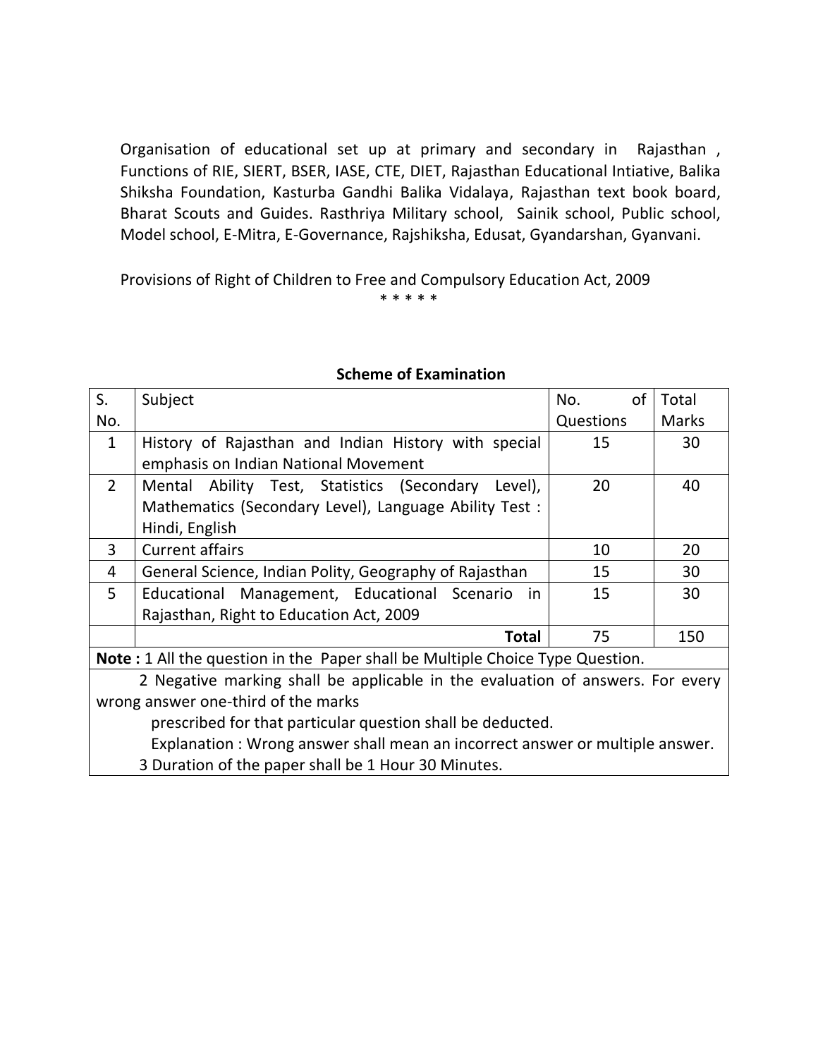Organisation of educational set up at primary and secondary in Rajasthan , Functions of RIE, SIERT, BSER, IASE, CTE, DIET, Rajasthan Educational Intiative, Balika Shiksha Foundation, Kasturba Gandhi Balika Vidalaya, Rajasthan text book board, Bharat Scouts and Guides. Rasthriya Military school, Sainik school, Public school, Model school, E-Mitra, E-Governance, Rajshiksha, Edusat, Gyandarshan, Gyanvani.

Provisions of Right of Children to Free and Compulsory Education Act, 2009

\* \* \* \* \*

**Scheme of Examination**

| S. No. | Subject | No. of Questions | Total Marks |
|---|---|---|---|
| 1 | History of Rajasthan and Indian History with special emphasis on Indian National Movement | 15 | 30 |
| 2 | Mental Ability Test, Statistics (Secondary Level), Mathematics (Secondary Level), Language Ability Test : Hindi, English | 20 | 40 |
| 3 | Current affairs | 10 | 20 |
| 4 | General Science, Indian Polity, Geography of Rajasthan | 15 | 30 |
| 5 | Educational Management, Educational Scenario in Rajasthan, Right to Education Act, 2009 | 15 | 30 |
| | **Total** | 75 | 150 |

**Note :** 1 All the question in the Paper shall be Multiple Choice Type Question.

2 Negative marking shall be applicable in the evaluation of answers. For every wrong answer one-third of the marks prescribed for that particular question shall be deducted.

Explanation : Wrong answer shall mean an incorrect answer or multiple answer.

3 Duration of the paper shall be 1 Hour 30 Minutes.